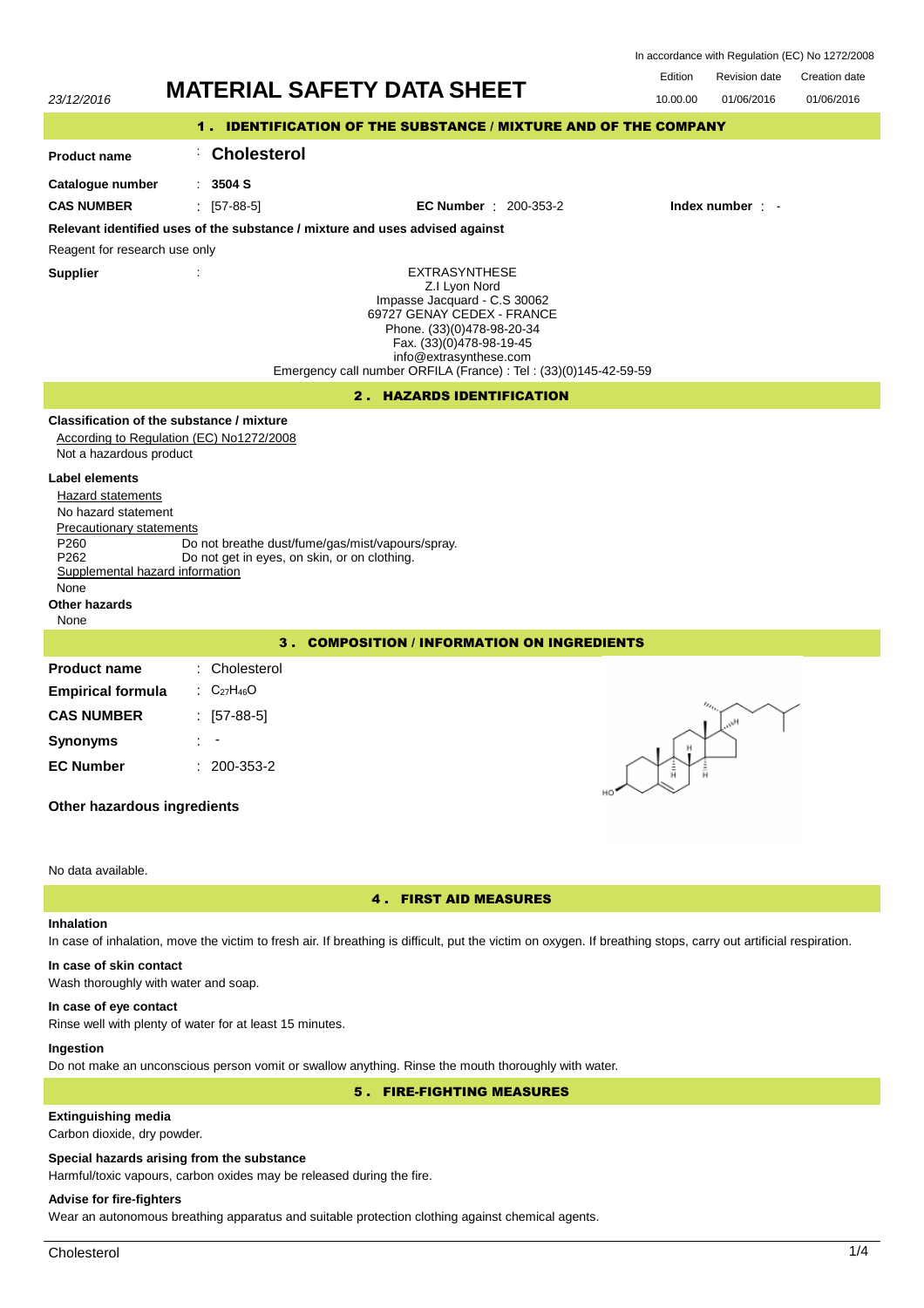In accordance with Regulation (EC) No 1272/2008

23/12/2016

# MATERIAL SAFETY DATA SHEET

| Edition | Revision date | Creation date |
|---|---|---|
| 10.00.00 | 01/06/2016 | 01/06/2016 |

## 1 . IDENTIFICATION OF THE SUBSTANCE / MIXTURE AND OF THE COMPANY

**Product name** : **Cholesterol**

**Catalogue number** : **3504 S**

**CAS NUMBER** : [57-88-5] **EC Number** : 200-353-2 **Index number** : -

**Relevant identified uses of the substance / mixture and uses advised against**

Reagent for research use only

**Supplier** :

EXTRASYNTHESE
Z.I Lyon Nord
Impasse Jacquard - C.S 30062
69727 GENAY CEDEX - FRANCE
Phone. (33)(0)478-98-20-34
Fax. (33)(0)478-98-19-45
info@extrasynthese.com
Emergency call number ORFILA (France) : Tel : (33)(0)145-42-59-59

## 2 . HAZARDS IDENTIFICATION

**Classification of the substance / mixture**

According to Regulation (EC) No1272/2008

Not a hazardous product

**Label elements**

Hazard statements

No hazard statement

Precautionary statements

P260 Do not breathe dust/fume/gas/mist/vapours/spray.
P262 Do not get in eyes, on skin, or on clothing.

Supplemental hazard information

None

**Other hazards**

None

## 3 . COMPOSITION / INFORMATION ON INGREDIENTS

**Product name** : Cholesterol

**Empirical formula** : $C_{27}H_{46}O$

**CAS NUMBER** : [57-88-5]

**Synonyms** : -

**EC Number** : 200-353-2

**Other hazardous ingredients**

No data available.

## 4 . FIRST AID MEASURES

**Inhalation**

In case of inhalation, move the victim to fresh air. If breathing is difficult, put the victim on oxygen. If breathing stops, carry out artificial respiration.

**In case of skin contact**

Wash thoroughly with water and soap.

**In case of eye contact**

Rinse well with plenty of water for at least 15 minutes.

**Ingestion**

Do not make an unconscious person vomit or swallow anything. Rinse the mouth thoroughly with water.

## 5 . FIRE-FIGHTING MEASURES

**Extinguishing media**

Carbon dioxide, dry powder.

**Special hazards arising from the substance**

Harmful/toxic vapours, carbon oxides may be released during the fire.

**Advise for fire-fighters**

Wear an autonomous breathing apparatus and suitable protection clothing against chemical agents.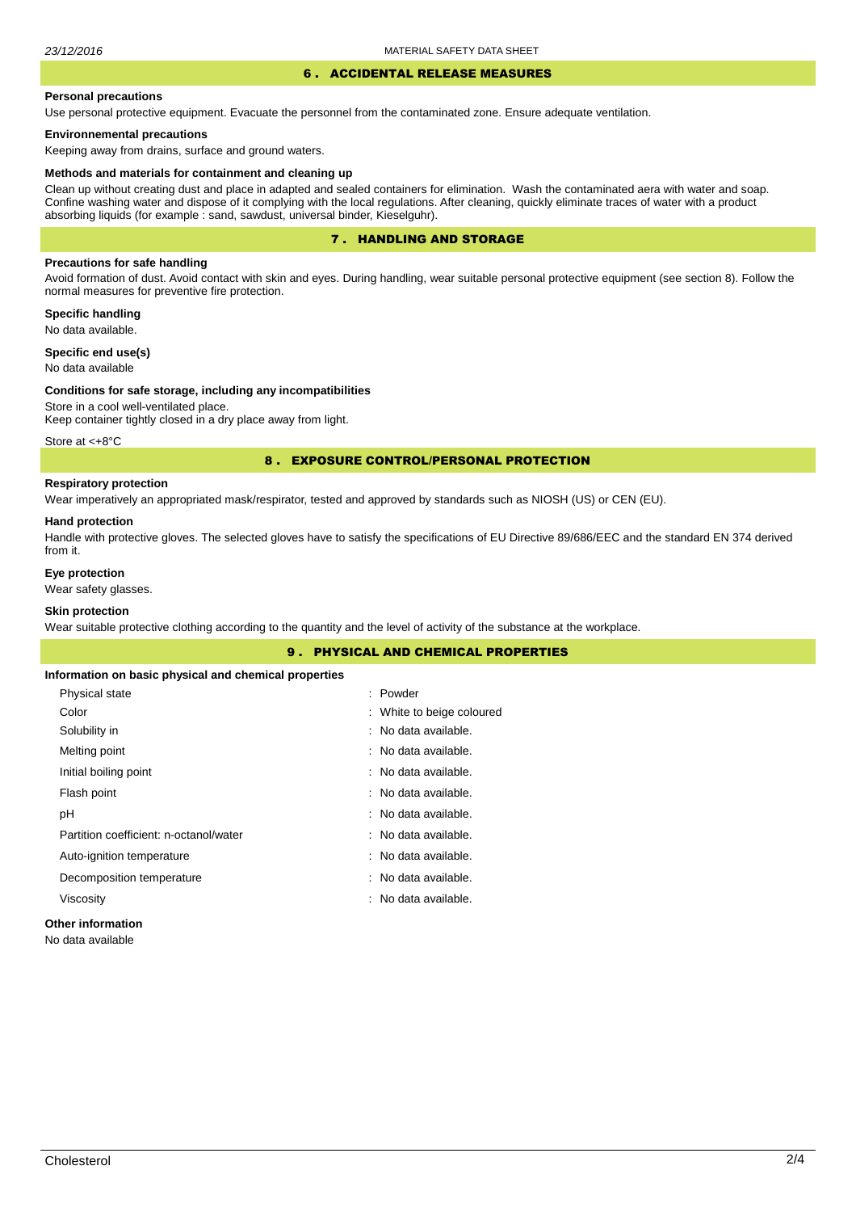## 6 . ACCIDENTAL RELEASE MEASURES

### Personal precautions

Use personal protective equipment. Evacuate the personnel from the contaminated zone. Ensure adequate ventilation.

### Environnemental precautions

Keeping away from drains, surface and ground waters.

### Methods and materials for containment and cleaning up

Clean up without creating dust and place in adapted and sealed containers for elimination.  Wash the contaminated aera with water and soap. Confine washing water and dispose of it complying with the local regulations. After cleaning, quickly eliminate traces of water with a product absorbing liquids (for example : sand, sawdust, universal binder, Kieselguhr).

## 7 . HANDLING AND STORAGE

### Precautions for safe handling

Avoid formation of dust. Avoid contact with skin and eyes. During handling, wear suitable personal protective equipment (see section 8). Follow the normal measures for preventive fire protection.

### Specific handling

No data available.

### Specific end use(s)

No data available

### Conditions for safe storage, including any incompatibilities

Store in a cool well-ventilated place.
Keep container tightly closed in a dry place away from light.

Store at <+8°C

## 8 . EXPOSURE CONTROL/PERSONAL PROTECTION

### Respiratory protection

Wear imperatively an appropriated mask/respirator, tested and approved by standards such as NIOSH (US) or CEN (EU).

### Hand protection

Handle with protective gloves. The selected gloves have to satisfy the specifications of EU Directive 89/686/EEC and the standard EN 374 derived from it.

### Eye protection

Wear safety glasses.

### Skin protection

Wear suitable protective clothing according to the quantity and the level of activity of the substance at the workplace.

## 9 . PHYSICAL AND CHEMICAL PROPERTIES

### Information on basic physical and chemical properties

| Property | Value |
|---|---|
| Physical state | : Powder |
| Color | : White to beige coloured |
| Solubility in | : No data available. |
| Melting point | : No data available. |
| Initial boiling point | : No data available. |
| Flash point | : No data available. |
| pH | : No data available. |
| Partition coefficient: n-octanol/water | : No data available. |
| Auto-ignition temperature | : No data available. |
| Decomposition temperature | : No data available. |
| Viscosity | : No data available. |

### Other information

No data available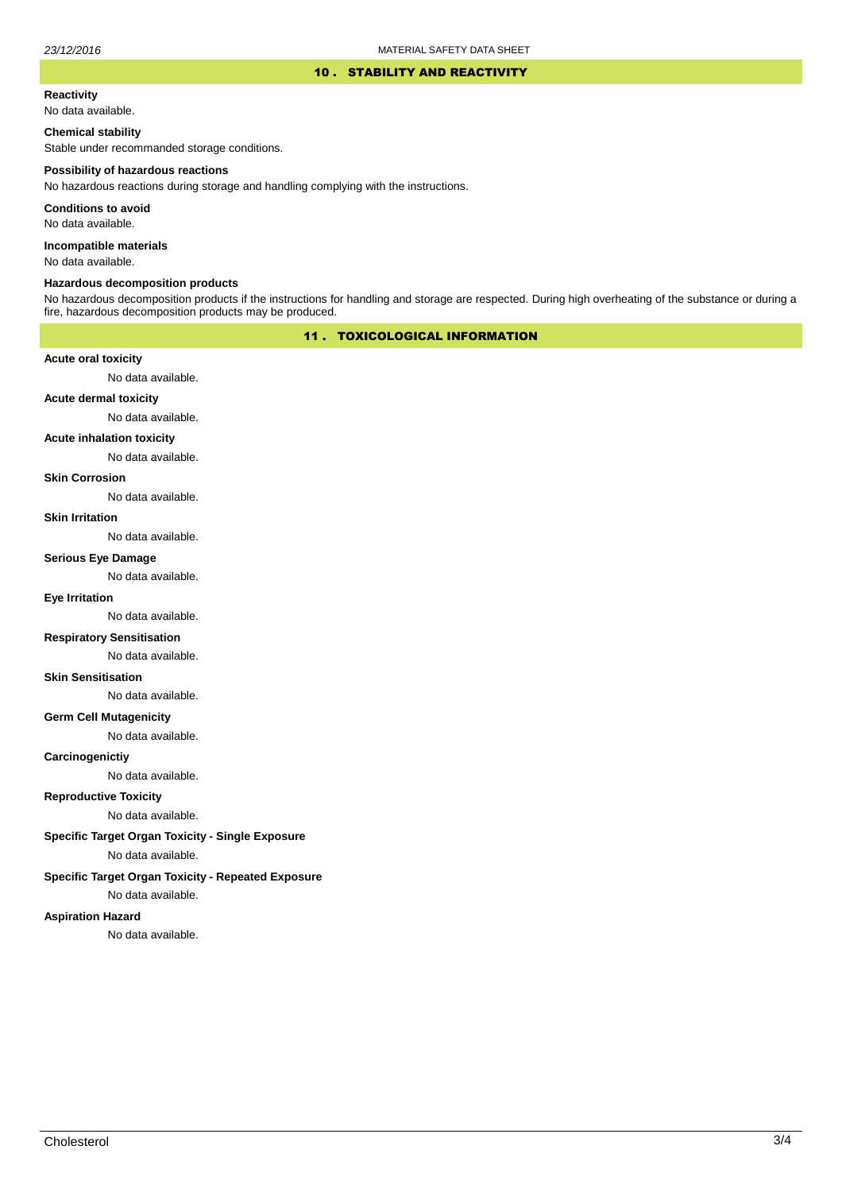## 10 . STABILITY AND REACTIVITY

**Reactivity**

No data available.

**Chemical stability**

Stable under recommanded storage conditions.

**Possibility of hazardous reactions**

No hazardous reactions during storage and handling complying with the instructions.

**Conditions to avoid**

No data available.

**Incompatible materials**

No data available.

**Hazardous decomposition products**

No hazardous decomposition products if the instructions for handling and storage are respected. During high overheating of the substance or during a fire, hazardous decomposition products may be produced.

## 11 . TOXICOLOGICAL INFORMATION

**Acute oral toxicity**

No data available.

**Acute dermal toxicity**

No data available.

**Acute inhalation toxicity**

No data available.

**Skin Corrosion**

No data available.

**Skin Irritation**

No data available.

**Serious Eye Damage**

No data available.

**Eye Irritation**

No data available.

**Respiratory Sensitisation**

No data available.

**Skin Sensitisation**

No data available.

**Germ Cell Mutagenicity**

No data available.

**Carcinogenictiy**

No data available.

**Reproductive Toxicity**

No data available.

**Specific Target Organ Toxicity - Single Exposure**

No data available.

**Specific Target Organ Toxicity - Repeated Exposure**

No data available.

**Aspiration Hazard**

No data available.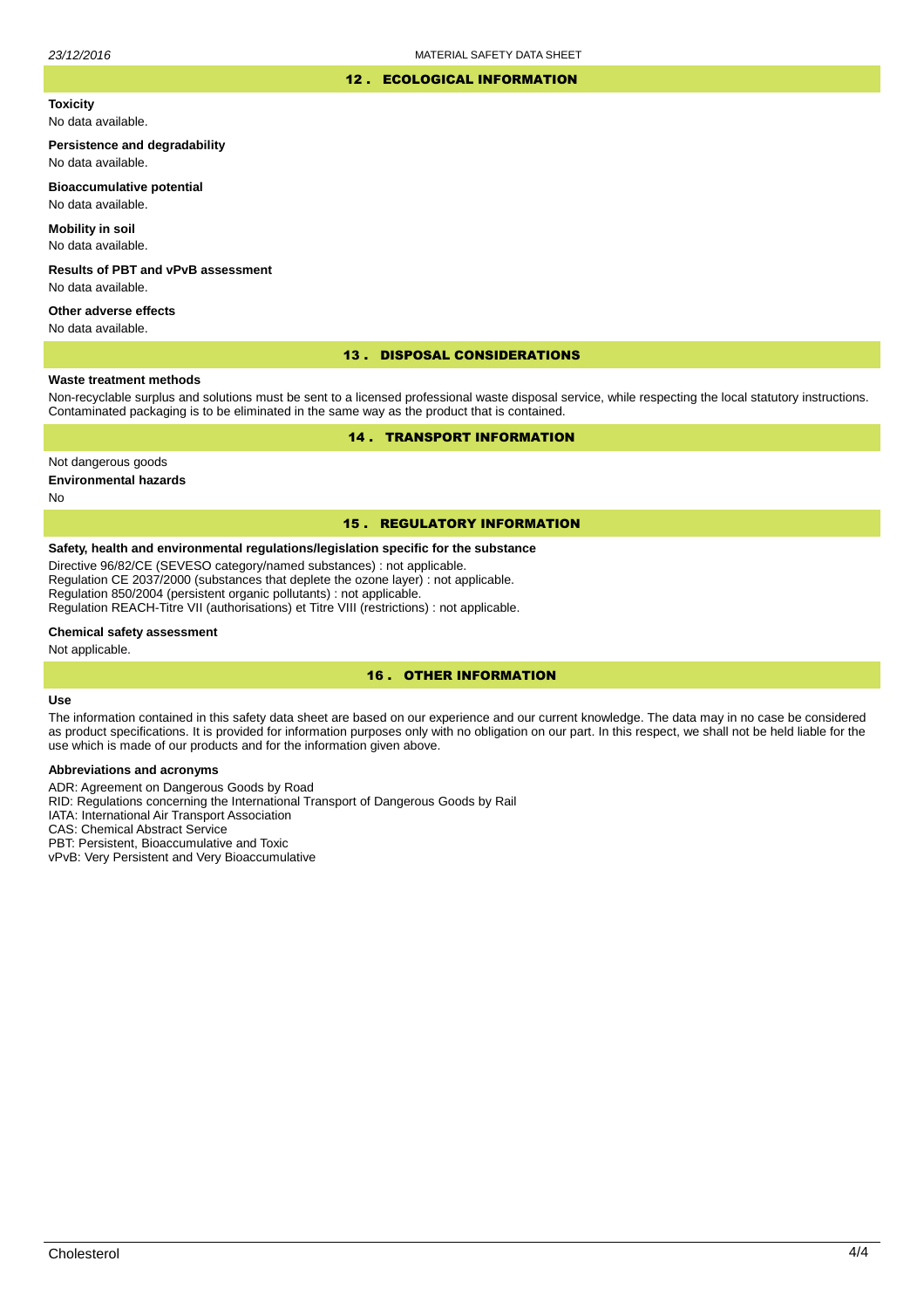## 12 . ECOLOGICAL INFORMATION

**Toxicity**

No data available.

**Persistence and degradability**

No data available.

**Bioaccumulative potential**

No data available.

**Mobility in soil**

No data available.

**Results of PBT and vPvB assessment**

No data available.

**Other adverse effects**

No data available.

## 13 . DISPOSAL CONSIDERATIONS

**Waste treatment methods**

Non-recyclable surplus and solutions must be sent to a licensed professional waste disposal service, while respecting the local statutory instructions. Contaminated packaging is to be eliminated in the same way as the product that is contained.

## 14 . TRANSPORT INFORMATION

Not dangerous goods

**Environmental hazards**

No

## 15 . REGULATORY INFORMATION

**Safety, health and environmental regulations/legislation specific for the substance**

Directive 96/82/CE (SEVESO category/named substances) : not applicable.
Regulation CE 2037/2000 (substances that deplete the ozone layer) : not applicable.
Regulation 850/2004 (persistent organic pollutants) : not applicable.
Regulation REACH-Titre VII (authorisations) et Titre VIII (restrictions) : not applicable.

**Chemical safety assessment**

Not applicable.

## 16 . OTHER INFORMATION

**Use**

The information contained in this safety data sheet are based on our experience and our current knowledge. The data may in no case be considered as product specifications. It is provided for information purposes only with no obligation on our part. In this respect, we shall not be held liable for the use which is made of our products and for the information given above.

**Abbreviations and acronyms**

ADR: Agreement on Dangerous Goods by Road
RID: Regulations concerning the International Transport of Dangerous Goods by Rail
IATA: International Air Transport Association
CAS: Chemical Abstract Service
PBT: Persistent, Bioaccumulative and Toxic
vPvB: Very Persistent and Very Bioaccumulative